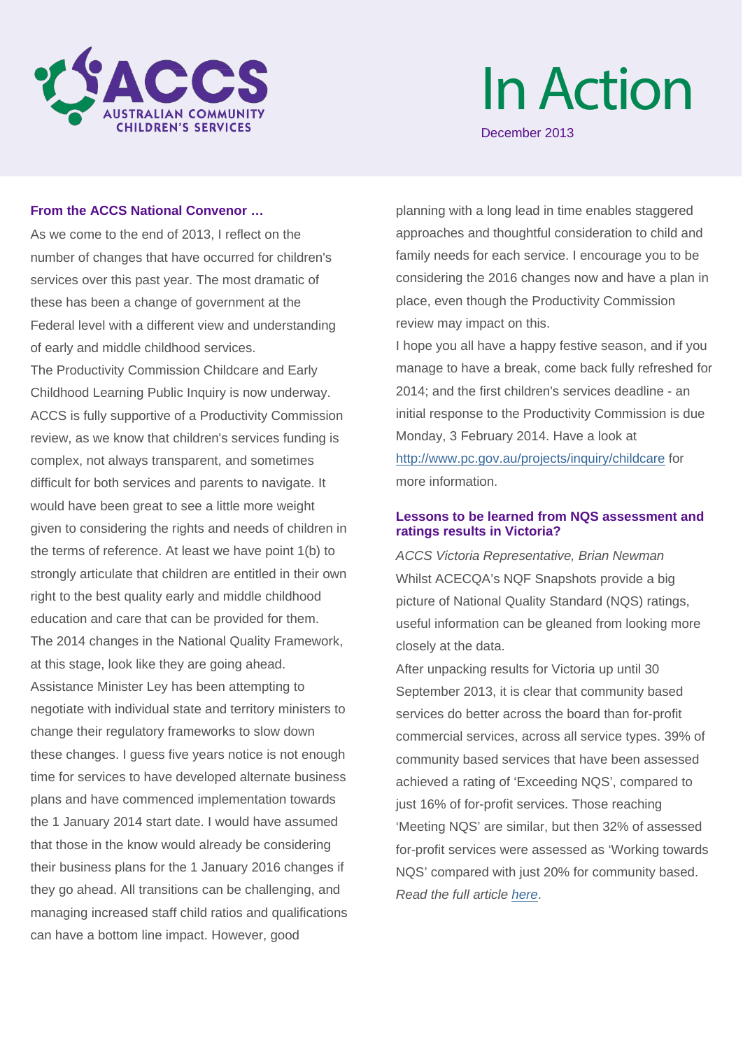ACCS AUSTRALIAN COMMUNITY CHILDREN'S SERVICES

# In Action

December 2013

### From the ACCS National Convenor …

As we come to the end of 2013, I reflect on the number of changes that have occurred for children's services over this past year. The most dramatic of these has been a change of government at the Federal level with a different view and understanding of early and middle childhood services.

The Productivity Commission Childcare and Early Childhood Learning Public Inquiry is now underway. ACCS is fully supportive of a Productivity Commission review, as we know that children's services funding is complex, not always transparent, and sometimes difficult for both services and parents to navigate. It would have been great to see a little more weight given to considering the rights and needs of children in the terms of reference. At least we have point 1(b) to strongly articulate that children are entitled in their own right to the best quality early and middle childhood education and care that can be provided for them.

The 2014 changes in the National Quality Framework, at this stage, look like they are going ahead. Assistance Minister Ley has been attempting to negotiate with individual state and territory ministers to change their regulatory frameworks to slow down these changes. I guess five years notice is not enough time for services to have developed alternate business plans and have commenced implementation towards the 1 January 2014 start date. I would have assumed that those in the know would already be considering their business plans for the 1 January 2016 changes if they go ahead. All transitions can be challenging, and managing increased staff child ratios and qualifications can have a bottom line impact. However, good planning with a long lead in time enables staggered approaches and thoughtful consideration to child and family needs for each service. I encourage you to be considering the 2016 changes now and have a plan in place, even though the Productivity Commission review may impact on this.

I hope you all have a happy festive season, and if you manage to have a break, come back fully refreshed for 2014; and the first children's services deadline - an initial response to the Productivity Commission is due Monday, 3 February 2014. Have a look at [http://www.pc.gov.au/projects/inquiry/childcare](http://www.pc.gov.au/projects/inquiry/childcare) for more information.

### Lessons to be learned from NQS assessment and ratings results in Victoria?

*ACCS Victoria Representative, Brian Newman*

Whilst ACECQA's NQF Snapshots provide a big picture of National Quality Standard (NQS) ratings, useful information can be gleaned from looking more closely at the data.

After unpacking results for Victoria up until 30 September 2013, it is clear that community based services do better across the board than for-profit commercial services, across all service types. 39% of community based services that have been assessed achieved a rating of 'Exceeding NQS', compared to just 16% of for-profit services. Those reaching 'Meeting NQS' are similar, but then 32% of assessed for-profit services were assessed as 'Working towards NQS' compared with just 20% for community based.

*Read the full article [here](here).*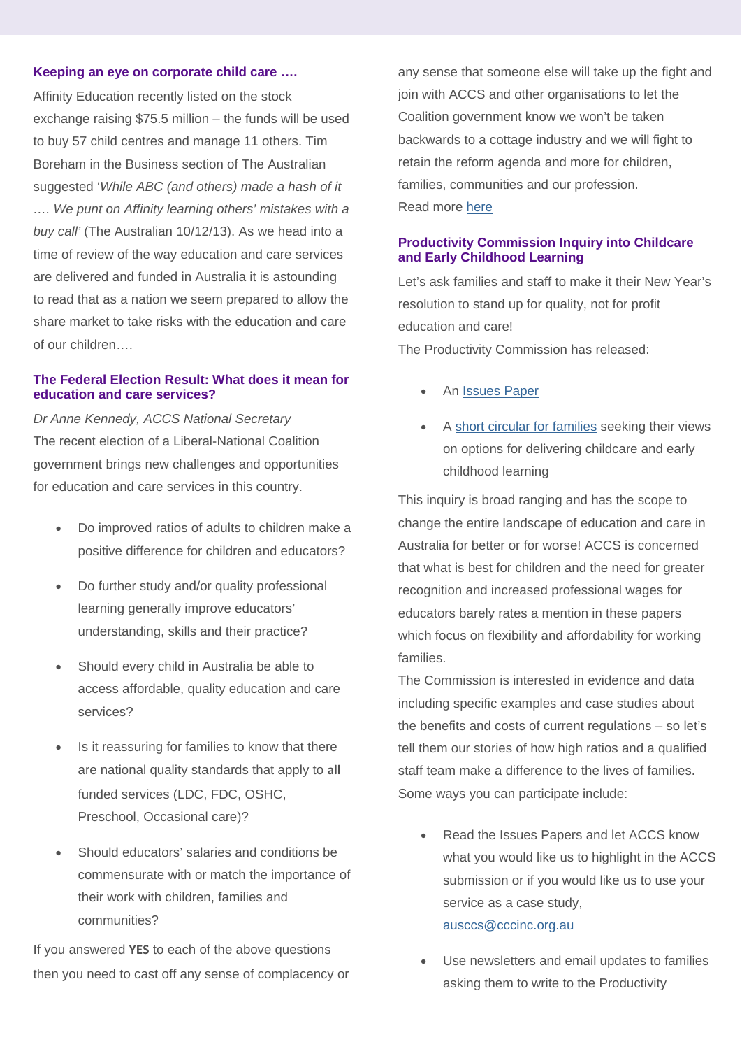### Keeping an eye on corporate child care ….

Affinity Education recently listed on the stock exchange raising $75.5 million – the funds will be used to buy 57 child centres and manage 11 others. Tim Boreham in the Business section of The Australian suggested '*While ABC (and others) made a hash of it …. We punt on Affinity learning others' mistakes with a buy call'* (The Australian 10/12/13). As we head into a time of review of the way education and care services are delivered and funded in Australia it is astounding to read that as a nation we seem prepared to allow the share market to take risks with the education and care of our children….

### The Federal Election Result: What does it mean for education and care services?

*Dr Anne Kennedy, ACCS National Secretary*

The recent election of a Liberal-National Coalition government brings new challenges and opportunities for education and care services in this country.

- Do improved ratios of adults to children make a positive difference for children and educators?
- Do further study and/or quality professional learning generally improve educators' understanding, skills and their practice?
- Should every child in Australia be able to access affordable, quality education and care services?
- Is it reassuring for families to know that there are national quality standards that apply to **all** funded services (LDC, FDC, OSHC, Preschool, Occasional care)?
- Should educators' salaries and conditions be commensurate with or match the importance of their work with children, families and communities?

If you answered **YES** to each of the above questions then you need to cast off any sense of complacency or any sense that someone else will take up the fight and join with ACCS and other organisations to let the Coalition government know we won't be taken backwards to a cottage industry and we will fight to retain the reform agenda and more for children, families, communities and our profession.

Read more here

### Productivity Commission Inquiry into Childcare and Early Childhood Learning

Let's ask families and staff to make it their New Year's resolution to stand up for quality, not for profit education and care!

The Productivity Commission has released:

- An Issues Paper
- A short circular for families seeking their views on options for delivering childcare and early childhood learning

This inquiry is broad ranging and has the scope to change the entire landscape of education and care in Australia for better or for worse! ACCS is concerned that what is best for children and the need for greater recognition and increased professional wages for educators barely rates a mention in these papers which focus on flexibility and affordability for working families.

The Commission is interested in evidence and data including specific examples and case studies about the benefits and costs of current regulations – so let's tell them our stories of how high ratios and a qualified staff team make a difference to the lives of families.

Some ways you can participate include:

- Read the Issues Papers and let ACCS know what you would like us to highlight in the ACCS submission or if you would like us to use your service as a case study, ausccs@cccinc.org.au
- Use newsletters and email updates to families asking them to write to the Productivity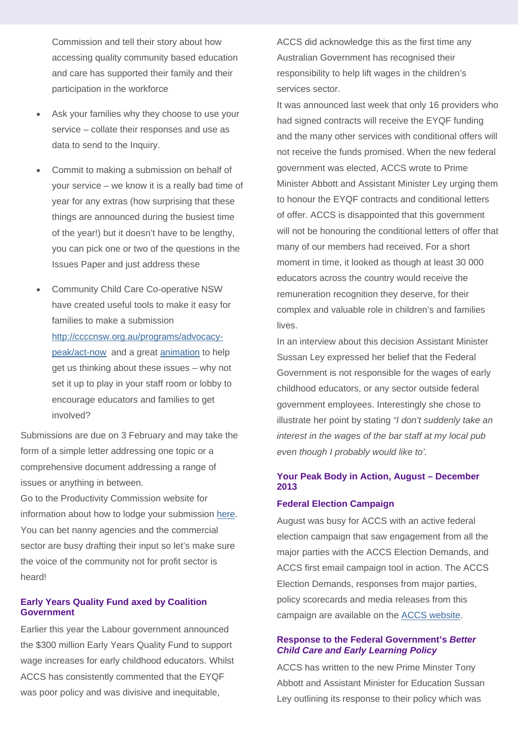Commission and tell their story about how accessing quality community based education and care has supported their family and their participation in the workforce

- Ask your families why they choose to use your service – collate their responses and use as data to send to the Inquiry.
- Commit to making a submission on behalf of your service – we know it is a really bad time of year for any extras (how surprising that these things are announced during the busiest time of the year!) but it doesn't have to be lengthy, you can pick one or two of the questions in the Issues Paper and just address these
- Community Child Care Co-operative NSW have created useful tools to make it easy for families to make a submission [http://ccccnsw.org.au/programs/advocacy-peak/act-now](http://ccccnsw.org.au/programs/advocacy-peak/act-now) and a great animation to help get us thinking about these issues – why not set it up to play in your staff room or lobby to encourage educators and families to get involved?

Submissions are due on 3 February and may take the form of a simple letter addressing one topic or a comprehensive document addressing a range of issues or anything in between.

Go to the Productivity Commission website for information about how to lodge your submission here. You can bet nanny agencies and the commercial sector are busy drafting their input so let's make sure the voice of the community not for profit sector is heard!

### Early Years Quality Fund axed by Coalition Government

Earlier this year the Labour government announced the $300 million Early Years Quality Fund to support wage increases for early childhood educators. Whilst ACCS has consistently commented that the EYQF was poor policy and was divisive and inequitable, ACCS did acknowledge this as the first time any Australian Government has recognised their responsibility to help lift wages in the children's services sector.

It was announced last week that only 16 providers who had signed contracts will receive the EYQF funding and the many other services with conditional offers will not receive the funds promised. When the new federal government was elected, ACCS wrote to Prime Minister Abbott and Assistant Minister Ley urging them to honour the EYQF contracts and conditional letters of offer. ACCS is disappointed that this government will not be honouring the conditional letters of offer that many of our members had received. For a short moment in time, it looked as though at least 30 000 educators across the country would receive the remuneration recognition they deserve, for their complex and valuable role in children's and families lives.

In an interview about this decision Assistant Minister Sussan Ley expressed her belief that the Federal Government is not responsible for the wages of early childhood educators, or any sector outside federal government employees. Interestingly she chose to illustrate her point by stating *"I don't suddenly take an interest in the wages of the bar staff at my local pub even though I probably would like to'.*

### Your Peak Body in Action, August – December 2013

#### Federal Election Campaign

August was busy for ACCS with an active federal election campaign that saw engagement from all the major parties with the ACCS Election Demands, and ACCS first email campaign tool in action. The ACCS Election Demands, responses from major parties, policy scorecards and media releases from this campaign are available on the ACCS website.

#### Response to the Federal Government's *Better Child Care and Early Learning Policy*

ACCS has written to the new Prime Minster Tony Abbott and Assistant Minister for Education Sussan Ley outlining its response to their policy which was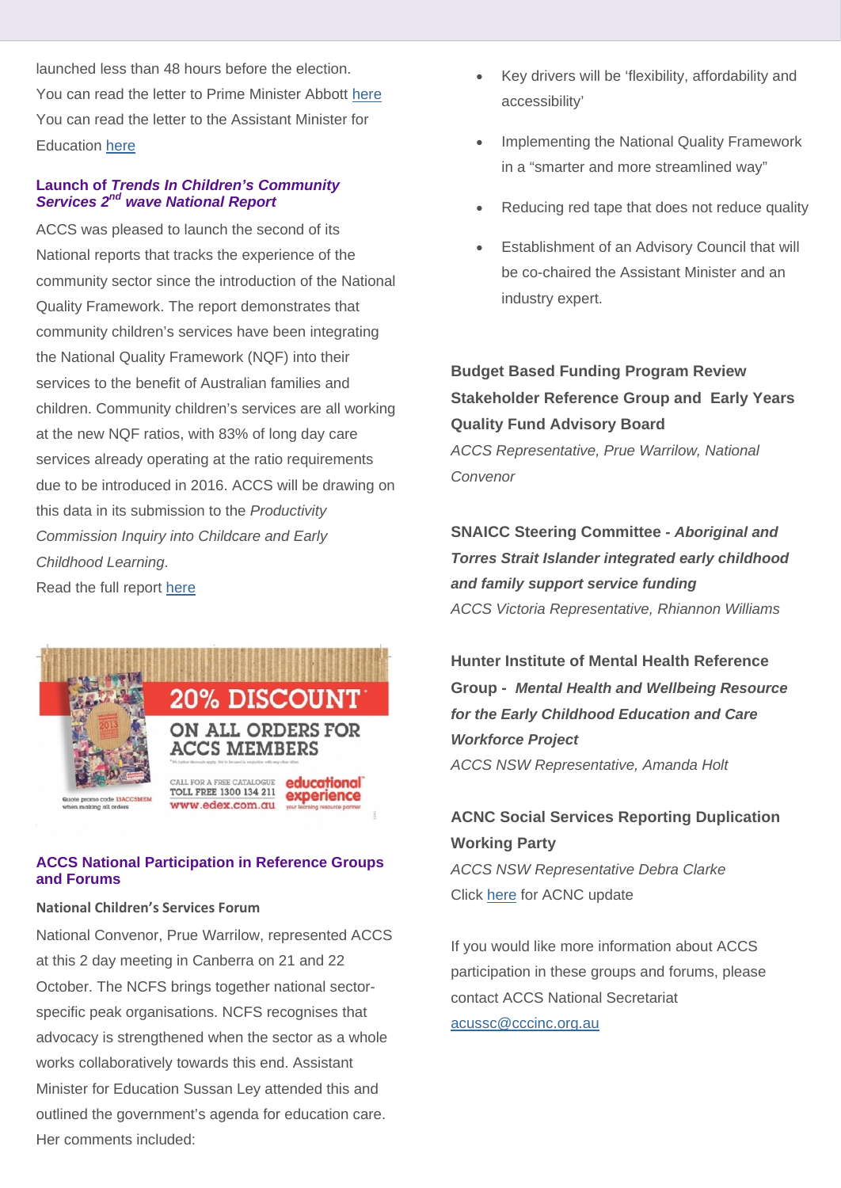launched less than 48 hours before the election.

You can read the letter to Prime Minister Abbott here

You can read the letter to the Assistant Minister for Education here

### Launch of *Trends In Children's Community Services 2nd wave National Report*

ACCS was pleased to launch the second of its National reports that tracks the experience of the community sector since the introduction of the National Quality Framework. The report demonstrates that community children's services have been integrating the National Quality Framework (NQF) into their services to the benefit of Australian families and children. Community children's services are all working at the new NQF ratios, with 83% of long day care services already operating at the ratio requirements due to be introduced in 2016. ACCS will be drawing on this data in its submission to the *Productivity Commission Inquiry into Childcare and Early Childhood Learning*.

Read the full report here

20% DISCOUNT ON ALL ORDERS FOR ACCS MEMBERS

Quote promo code 13ACCSMEM when making all orders

CALL FOR A FREE CATALOGUE TOLL FREE 1300 134 211 www.edex.com.au

educational experience — your learning resource partner

### ACCS National Participation in Reference Groups and Forums

**National Children's Services Forum**

National Convenor, Prue Warrilow, represented ACCS at this 2 day meeting in Canberra on 21 and 22 October. The NCFS brings together national sector-specific peak organisations. NCFS recognises that advocacy is strengthened when the sector as a whole works collaboratively towards this end. Assistant Minister for Education Sussan Ley attended this and outlined the government's agenda for education care. Her comments included:

- Key drivers will be 'flexibility, affordability and accessibility'
- Implementing the National Quality Framework in a "smarter and more streamlined way"
- Reducing red tape that does not reduce quality
- Establishment of an Advisory Council that will be co-chaired the Assistant Minister and an industry expert.

**Budget Based Funding Program Review Stakeholder Reference Group and Early Years Quality Fund Advisory Board**

*ACCS Representative, Prue Warrilow, National Convenor*

**SNAICC Steering Committee - *Aboriginal and Torres Strait Islander integrated early childhood and family support service funding***

*ACCS Victoria Representative, Rhiannon Williams*

**Hunter Institute of Mental Health Reference Group - *Mental Health and Wellbeing Resource for the Early Childhood Education and Care Workforce Project***

*ACCS NSW Representative, Amanda Holt*

**ACNC Social Services Reporting Duplication Working Party**

*ACCS NSW Representative Debra Clarke*

Click here for ACNC update

If you would like more information about ACCS participation in these groups and forums, please contact ACCS National Secretariat acussc@cccinc.org.au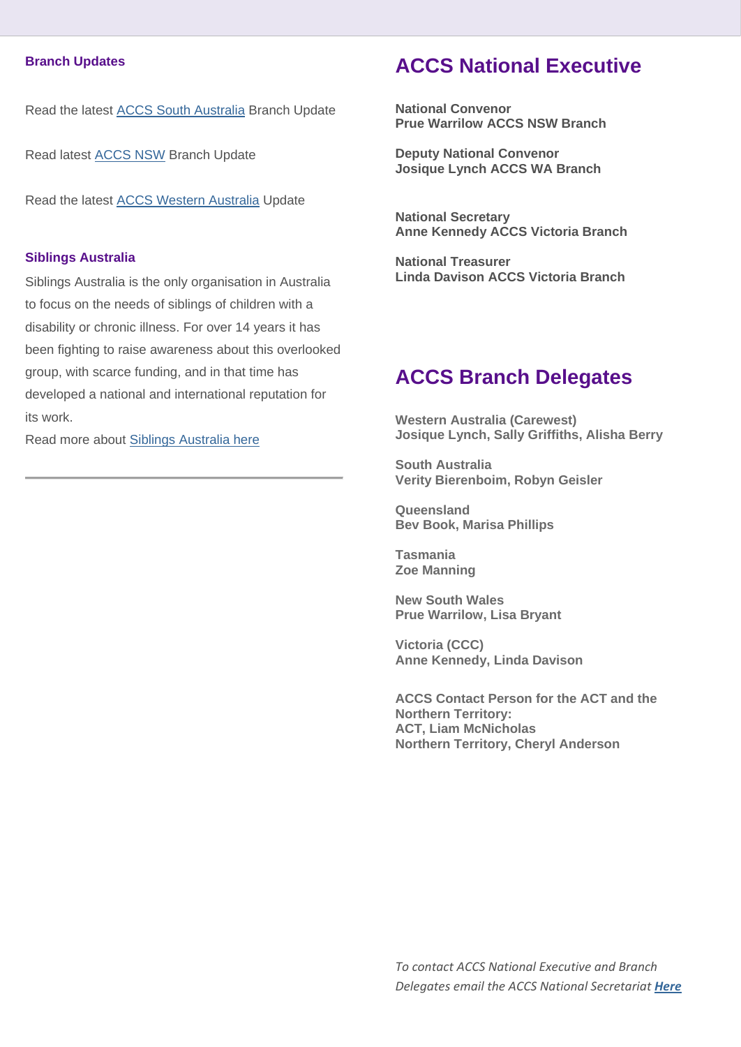### Branch Updates

Read the latest ACCS South Australia Branch Update

Read latest ACCS NSW Branch Update

Read the latest ACCS Western Australia Update

### Siblings Australia

Siblings Australia is the only organisation in Australia to focus on the needs of siblings of children with a disability or chronic illness. For over 14 years it has been fighting to raise awareness about this overlooked group, with scarce funding, and in that time has developed a national and international reputation for its work.

Read more about Siblings Australia here

---

## ACCS National Executive

**National Convenor**
**Prue Warrilow ACCS NSW Branch**

**Deputy National Convenor**
**Josique Lynch ACCS WA Branch**

**National Secretary**
**Anne Kennedy ACCS Victoria Branch**

**National Treasurer**
**Linda Davison ACCS Victoria Branch**

## ACCS Branch Delegates

**Western Australia (Carewest)**
**Josique Lynch, Sally Griffiths, Alisha Berry**

**South Australia**
**Verity Bierenboim, Robyn Geisler**

**Queensland**
**Bev Book, Marisa Phillips**

**Tasmania**
**Zoe Manning**

**New South Wales**
**Prue Warrilow, Lisa Bryant**

**Victoria (CCC)**
**Anne Kennedy, Linda Davison**

**ACCS Contact Person for the ACT and the Northern Territory:**
**ACT, Liam McNicholas**
**Northern Territory, Cheryl Anderson**

*To contact ACCS National Executive and Branch Delegates email the ACCS National Secretariat* ***Here***